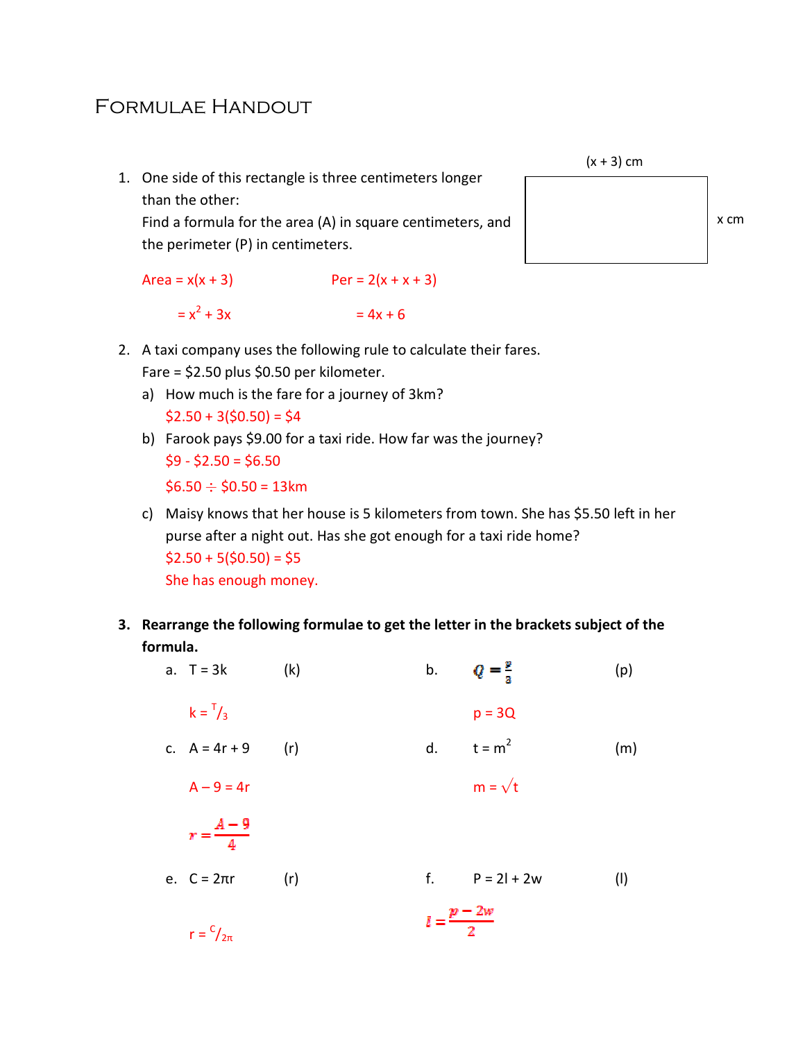# Formulae Handout

1. One side of this rectangle is three centimeters longer than the other:
   Find a formula for the area (A) in square centimeters, and the perimeter (P) in centimeters.

   (x + 3) cm

   x cm

   Area = $x(x + 3)$

   $= x^2 + 3x$

   Per = $2(x + x + 3)$

   $= 4x + 6$

2. A taxi company uses the following rule to calculate their fares.
   Fare = $2.50 plus $0.50 per kilometer.
   a) How much is the fare for a journey of 3km?
      $2.50 + 3($0.50) = $4
   b) Farook pays $9.00 for a taxi ride. How far was the journey?
      $9 - $2.50 = $6.50
      $6.50 ÷ $0.50 = 13km
   c) Maisy knows that her house is 5 kilometers from town. She has $5.50 left in her purse after a night out. Has she got enough for a taxi ride home?
      $2.50 + 5($0.50) = $5
      She has enough money.

3. **Rearrange the following formulae to get the letter in the brackets subject of the formula.**

   a. $T = 3k$ (k)

   $k = {}^{T}/_{3}$

   b. $Q = \frac{p}{3}$ (p)

   $p = 3Q$

   c. $A = 4r + 9$ (r)

   $A - 9 = 4r$

   $r = \frac{A-9}{4}$

   d. $t = m^2$ (m)

   $m = \sqrt{t}$

   e. $C = 2\pi r$ (r)

   $r = {}^{C}/_{2\pi}$

   f. $P = 2l + 2w$ (l)

   $l = \frac{p - 2w}{2}$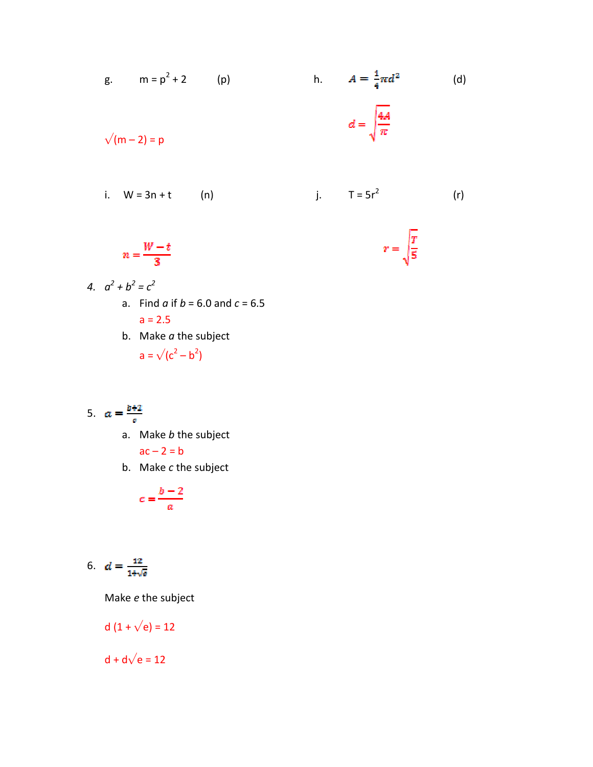g. $m = p^2 + 2$ (p)

$\sqrt{(m - 2)} = p$

h. $A = \frac{1}{4}\pi d^2$ (d)

$d = \sqrt{\frac{4A}{\pi}}$

i. $W = 3n + t$ (n)

$n = \frac{W - t}{3}$

j. $T = 5r^2$ (r)

$r = \sqrt{\frac{T}{5}}$

4. $a^2 + b^2 = c^2$

   a. Find $a$ if $b = 6.0$ and $c = 6.5$

   $a = 2.5$

   b. Make $a$ the subject

   $a = \sqrt{(c^2 - b^2)}$

5. $a = \frac{b+2}{c}$

   a. Make $b$ the subject

   $ac - 2 = b$

   b. Make $c$ the subject

   $c = \frac{b - 2}{a}$

6. $d = \frac{12}{1+\sqrt{e}}$

   Make $e$ the subject

   $d\,(1 + \sqrt{e}) = 12$

   $d + d\sqrt{e} = 12$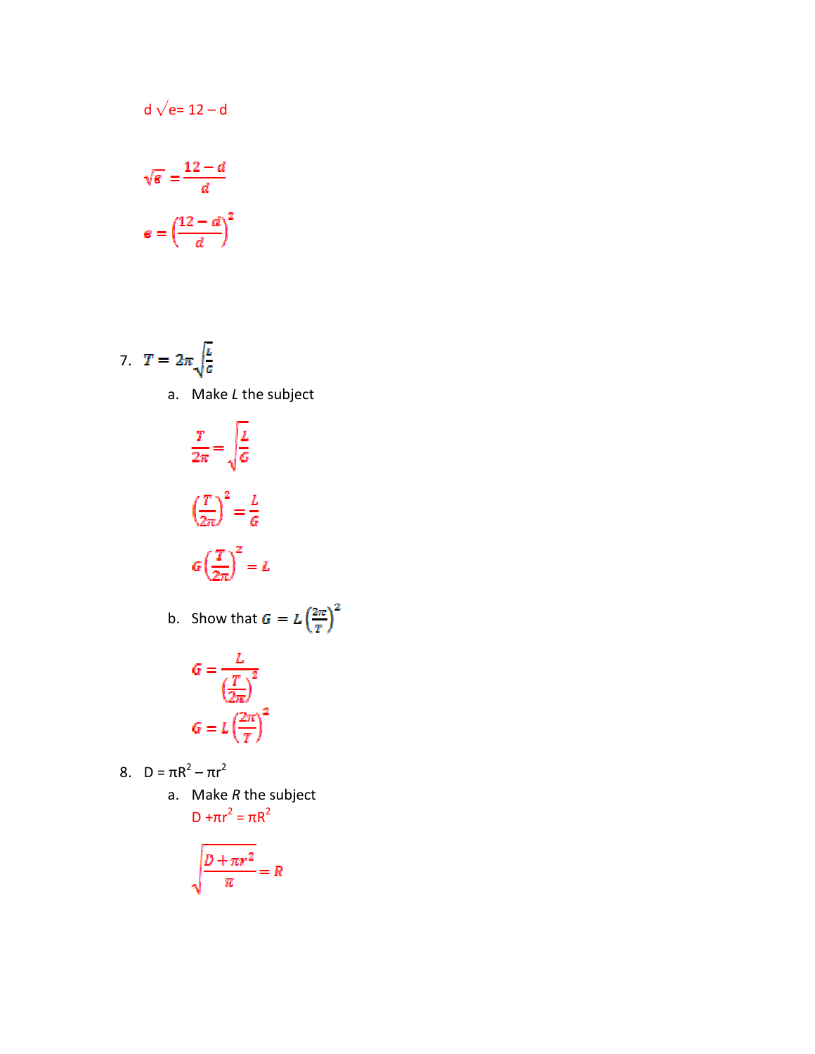$d\sqrt{e} = 12 - d$

$$\sqrt{e} = \frac{12 - d}{d}$$

$$e = \left(\frac{12 - d}{d}\right)^2$$

7. $T = 2\pi\sqrt{\frac{L}{G}}$

   a. Make *L* the subject

   $$\frac{T}{2\pi} = \sqrt{\frac{L}{G}}$$

   $$\left(\frac{T}{2\pi}\right)^2 = \frac{L}{G}$$

   $$G\left(\frac{T}{2\pi}\right)^2 = L$$

   b. Show that $G = L\left(\frac{2\pi}{T}\right)^2$

   $$G = \frac{L}{\left(\frac{T}{2\pi}\right)^2}$$

   $$G = L\left(\frac{2\pi}{T}\right)^2$$

8. $D = \pi R^2 - \pi r^2$

   a. Make *R* the subject

   $D + \pi r^2 = \pi R^2$

   $$\sqrt{\frac{D + \pi r^2}{\pi}} = R$$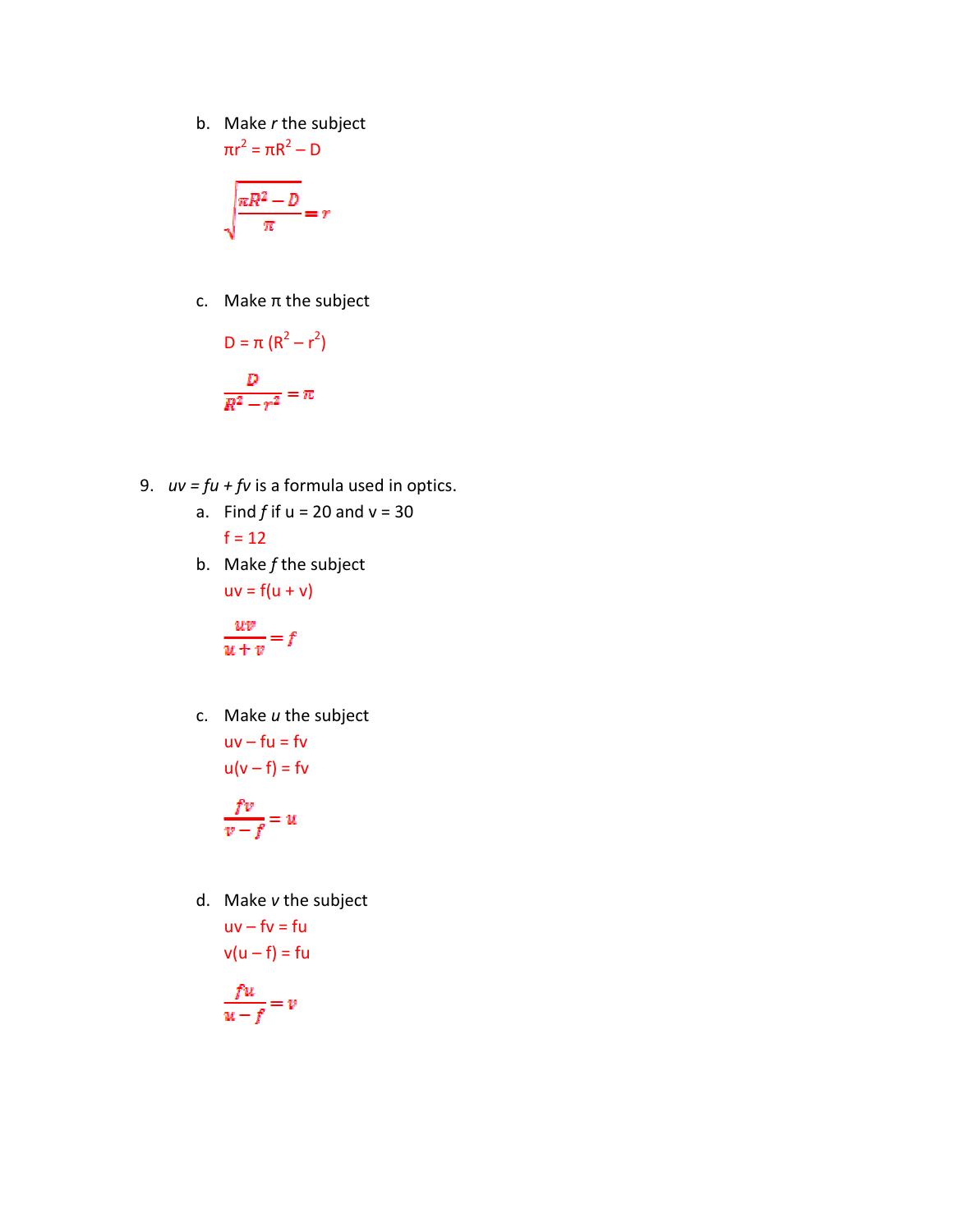b. Make $r$ the subject

$\pi r^2 = \pi R^2 - D$

$$\sqrt{\frac{\pi R^2 - D}{\pi}} = r$$

c. Make $\pi$ the subject

$D = \pi (R^2 - r^2)$

$$\frac{D}{R^2 - r^2} = \pi$$

9. $uv = fu + fv$ is a formula used in optics.

   a. Find $f$ if u = 20 and v = 30

   f = 12

   b. Make $f$ the subject

   $uv = f(u + v)$

   $$\frac{uv}{u + v} = f$$

   c. Make $u$ the subject

   $uv - fu = fv$

   $u(v - f) = fv$

   $$\frac{fv}{v - f} = u$$

   d. Make $v$ the subject

   $uv - fv = fu$

   $v(u - f) = fu$

   $$\frac{fu}{u - f} = v$$